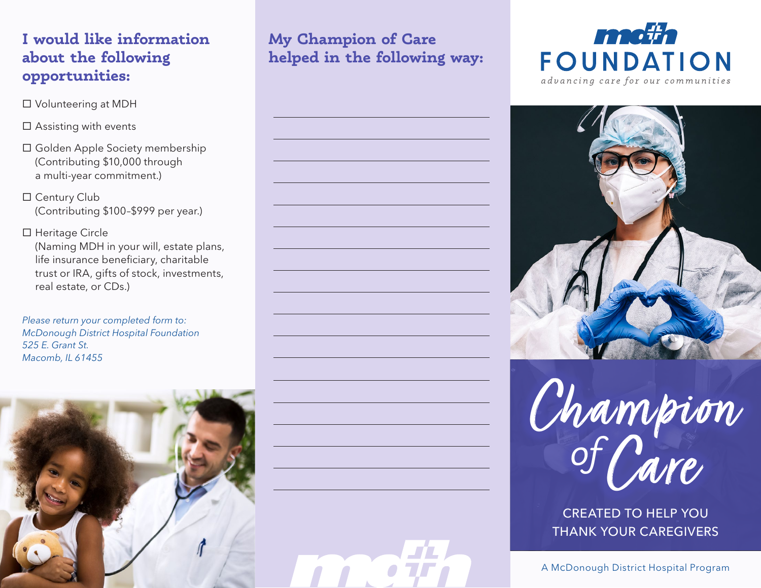## I would like information about the following opportunities:

- ☐ Volunteering at MDH
- ☐ Assisting with events
- ☐ Golden Apple Society membership (Contributing $10,000 through a multi-year commitment.)
- ☐ Century Club (Contributing $100–$999 per year.)
- ☐ Heritage Circle (Naming MDH in your will, estate plans, life insurance beneficiary, charitable trust or IRA, gifts of stock, investments, real estate, or CDs.)

*Please return your completed form to:*
*McDonough District Hospital Foundation*
*525 E. Grant St.*
*Macomb, IL 61455*

## My Champion of Care helped in the following way:

\_\_\_\_\_\_\_\_\_\_\_\_\_\_\_\_\_\_\_\_\_\_\_\_\_\_\_\_\_\_\_\_\_\_\_\_\_\_\_\_

\_\_\_\_\_\_\_\_\_\_\_\_\_\_\_\_\_\_\_\_\_\_\_\_\_\_\_\_\_\_\_\_\_\_\_\_\_\_\_\_

\_\_\_\_\_\_\_\_\_\_\_\_\_\_\_\_\_\_\_\_\_\_\_\_\_\_\_\_\_\_\_\_\_\_\_\_\_\_\_\_

\_\_\_\_\_\_\_\_\_\_\_\_\_\_\_\_\_\_\_\_\_\_\_\_\_\_\_\_\_\_\_\_\_\_\_\_\_\_\_\_

\_\_\_\_\_\_\_\_\_\_\_\_\_\_\_\_\_\_\_\_\_\_\_\_\_\_\_\_\_\_\_\_\_\_\_\_\_\_\_\_

\_\_\_\_\_\_\_\_\_\_\_\_\_\_\_\_\_\_\_\_\_\_\_\_\_\_\_\_\_\_\_\_\_\_\_\_\_\_\_\_

\_\_\_\_\_\_\_\_\_\_\_\_\_\_\_\_\_\_\_\_\_\_\_\_\_\_\_\_\_\_\_\_\_\_\_\_\_\_\_\_

\_\_\_\_\_\_\_\_\_\_\_\_\_\_\_\_\_\_\_\_\_\_\_\_\_\_\_\_\_\_\_\_\_\_\_\_\_\_\_\_

\_\_\_\_\_\_\_\_\_\_\_\_\_\_\_\_\_\_\_\_\_\_\_\_\_\_\_\_\_\_\_\_\_\_\_\_\_\_\_\_

\_\_\_\_\_\_\_\_\_\_\_\_\_\_\_\_\_\_\_\_\_\_\_\_\_\_\_\_\_\_\_\_\_\_\_\_\_\_\_\_

\_\_\_\_\_\_\_\_\_\_\_\_\_\_\_\_\_\_\_\_\_\_\_\_\_\_\_\_\_\_\_\_\_\_\_\_\_\_\_\_

\_\_\_\_\_\_\_\_\_\_\_\_\_\_\_\_\_\_\_\_\_\_\_\_\_\_\_\_\_\_\_\_\_\_\_\_\_\_\_\_

\_\_\_\_\_\_\_\_\_\_\_\_\_\_\_\_\_\_\_\_\_\_\_\_\_\_\_\_\_\_\_\_\_\_\_\_\_\_\_\_

\_\_\_\_\_\_\_\_\_\_\_\_\_\_\_\_\_\_\_\_\_\_\_\_\_\_\_\_\_\_\_\_\_\_\_\_\_\_\_\_

\_\_\_\_\_\_\_\_\_\_\_\_\_\_\_\_\_\_\_\_\_\_\_\_\_\_\_\_\_\_\_\_\_\_\_\_\_\_\_\_

\_\_\_\_\_\_\_\_\_\_\_\_\_\_\_\_\_\_\_\_\_\_\_\_\_\_\_\_\_\_\_\_\_\_\_\_\_\_\_\_

\_\_\_\_\_\_\_\_\_\_\_\_\_\_\_\_\_\_\_\_\_\_\_\_\_\_\_\_\_\_\_\_\_\_\_\_\_\_\_\_

\_\_\_\_\_\_\_\_\_\_\_\_\_\_\_\_\_\_\_\_\_\_\_\_\_\_\_\_\_\_\_\_\_\_\_\_\_\_\_\_

mdh

# mdh FOUNDATION

*advancing care for our communities*

# Champion of Care

CREATED TO HELP YOU THANK YOUR CAREGIVERS

A McDonough District Hospital Program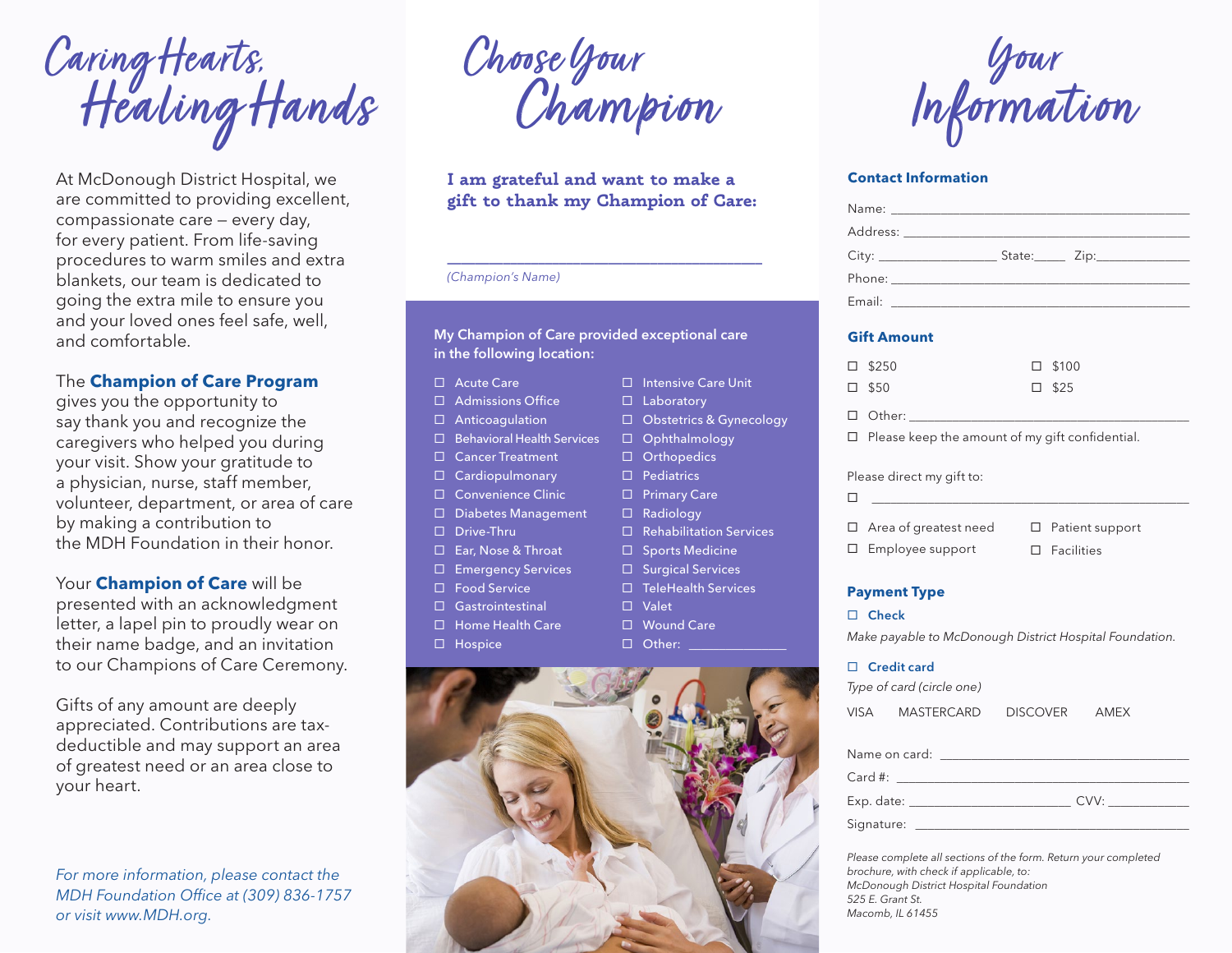# Caring Hearts, Healing Hands

At McDonough District Hospital, we are committed to providing excellent, compassionate care – every day, for every patient. From life-saving procedures to warm smiles and extra blankets, our team is dedicated to going the extra mile to ensure you and your loved ones feel safe, well, and comfortable.

The **Champion of Care Program** gives you the opportunity to say thank you and recognize the caregivers who helped you during your visit. Show your gratitude to a physician, nurse, staff member, volunteer, department, or area of care by making a contribution to the MDH Foundation in their honor.

Your **Champion of Care** will be presented with an acknowledgment letter, a lapel pin to proudly wear on their name badge, and an invitation to our Champions of Care Ceremony.

Gifts of any amount are deeply appreciated. Contributions are tax-deductible and may support an area of greatest need or an area close to your heart.

*For more information, please contact the MDH Foundation Office at (309) 836-1757 or visit www.MDH.org.*

# Choose Your Champion

**I am grateful and want to make a gift to thank my Champion of Care:**

\_\_\_\_\_\_\_\_\_\_\_\_\_\_\_\_\_\_\_\_\_\_\_\_\_\_\_\_\_\_\_\_\_\_\_\_\_\_\_\_

*(Champion's Name)*

**My Champion of Care provided exceptional care in the following location:**

- ☐ Acute Care
- ☐ Admissions Office
- ☐ Anticoagulation
- ☐ Behavioral Health Services
- ☐ Cancer Treatment
- ☐ Cardiopulmonary
- ☐ Convenience Clinic
- ☐ Diabetes Management
- ☐ Drive-Thru
- ☐ Ear, Nose & Throat
- ☐ Emergency Services
- ☐ Food Service
- ☐ Gastrointestinal
- ☐ Home Health Care
- ☐ Hospice
- ☐ Intensive Care Unit
- ☐ Laboratory
- ☐ Obstetrics & Gynecology
- ☐ Ophthalmology
- ☐ Orthopedics
- ☐ Pediatrics
- ☐ Primary Care
- ☐ Radiology
- ☐ Rehabilitation Services
- ☐ Sports Medicine
- ☐ Surgical Services
- ☐ TeleHealth Services
- ☐ Valet
- ☐ Wound Care
- ☐ Other: \_\_\_\_\_\_\_\_\_\_\_\_\_\_

# Your Information

## Contact Information

Name: \_\_\_\_\_\_\_\_\_\_\_\_\_\_\_\_\_\_\_\_\_\_\_\_\_\_\_\_\_\_\_\_\_\_\_\_\_\_\_\_

Address: \_\_\_\_\_\_\_\_\_\_\_\_\_\_\_\_\_\_\_\_\_\_\_\_\_\_\_\_\_\_\_\_\_\_\_\_\_\_

City: \_\_\_\_\_\_\_\_\_\_\_\_\_\_\_\_ State:\_\_\_\_\_ Zip:\_\_\_\_\_\_\_\_\_\_\_\_\_

Phone: \_\_\_\_\_\_\_\_\_\_\_\_\_\_\_\_\_\_\_\_\_\_\_\_\_\_\_\_\_\_\_\_\_\_\_\_\_\_\_\_

Email: \_\_\_\_\_\_\_\_\_\_\_\_\_\_\_\_\_\_\_\_\_\_\_\_\_\_\_\_\_\_\_\_\_\_\_\_\_\_\_\_

## Gift Amount

- ☐ $250
- ☐ $100
- ☐ $50
- ☐ $25
- ☐ Other: \_\_\_\_\_\_\_\_\_\_\_\_\_\_\_\_\_\_\_\_\_\_\_\_\_\_\_\_\_\_\_\_\_\_
- ☐ Please keep the amount of my gift confidential.

Please direct my gift to:

- ☐ \_\_\_\_\_\_\_\_\_\_\_\_\_\_\_\_\_\_\_\_\_\_\_\_\_\_\_\_\_\_\_\_\_\_\_\_\_\_\_\_
- ☐ Area of greatest need
- ☐ Patient support
- ☐ Employee support
- ☐ Facilities

## Payment Type

☐ **Check**

*Make payable to McDonough District Hospital Foundation.*

☐ **Credit card**

*Type of card (circle one)*

VISA MASTERCARD DISCOVER AMEX

Name on card: \_\_\_\_\_\_\_\_\_\_\_\_\_\_\_\_\_\_\_\_\_\_\_\_\_\_\_\_\_\_\_\_\_\_\_\_

Card #: \_\_\_\_\_\_\_\_\_\_\_\_\_\_\_\_\_\_\_\_\_\_\_\_\_\_\_\_\_\_\_\_\_\_\_\_\_\_\_\_

Exp. date: \_\_\_\_\_\_\_\_\_\_\_\_\_\_\_\_\_\_\_\_\_\_ CVV: \_\_\_\_\_\_\_\_\_\_\_\_

Signature: \_\_\_\_\_\_\_\_\_\_\_\_\_\_\_\_\_\_\_\_\_\_\_\_\_\_\_\_\_\_\_\_\_\_\_\_\_\_

*Please complete all sections of the form. Return your completed brochure, with check if applicable, to:*
*McDonough District Hospital Foundation*
*525 E. Grant St.*
*Macomb, IL 61455*